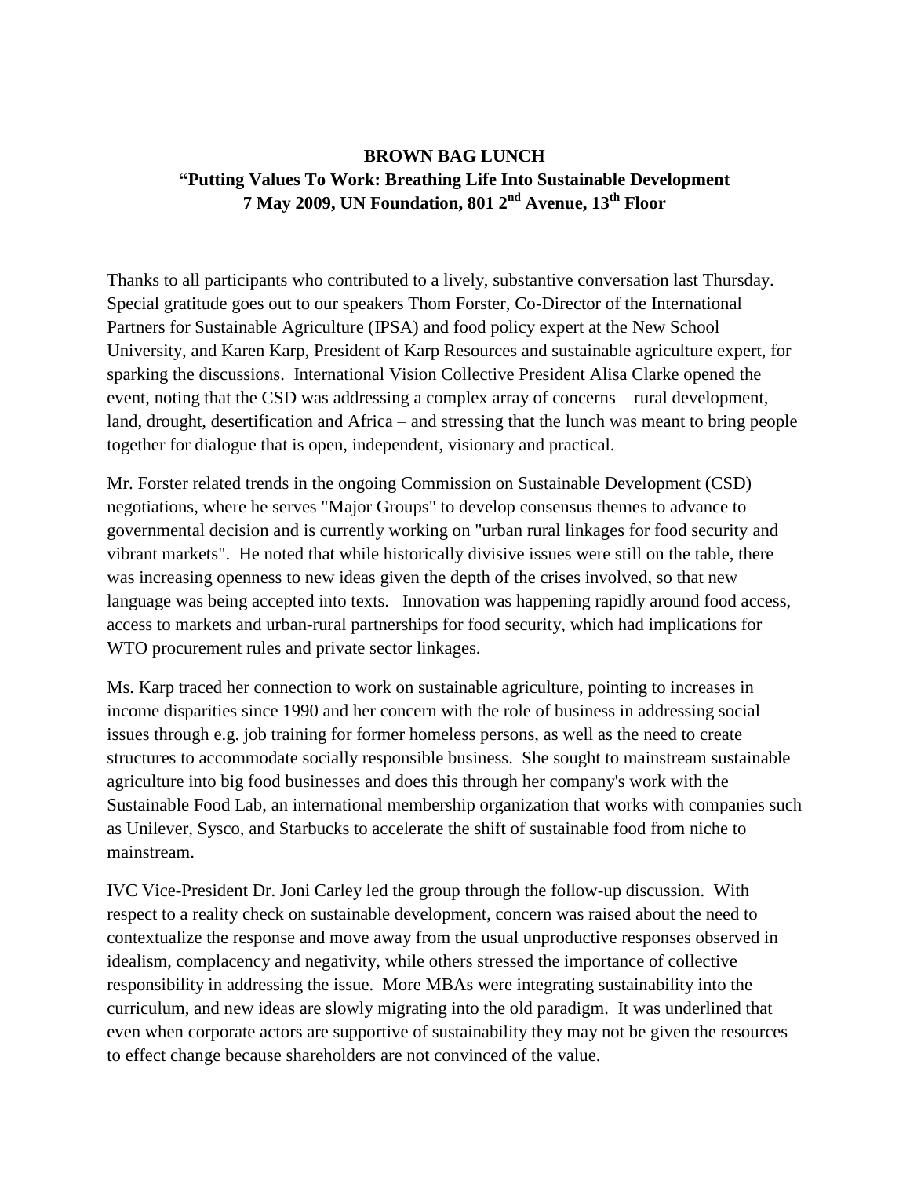**BROWN BAG LUNCH**

**"Putting Values To Work: Breathing Life Into Sustainable Development**

**7 May 2009, UN Foundation, 801 2nd Avenue, 13th Floor**

Thanks to all participants who contributed to a lively, substantive conversation last Thursday. Special gratitude goes out to our speakers Thom Forster, Co-Director of the International Partners for Sustainable Agriculture (IPSA) and food policy expert at the New School University, and Karen Karp, President of Karp Resources and sustainable agriculture expert, for sparking the discussions. International Vision Collective President Alisa Clarke opened the event, noting that the CSD was addressing a complex array of concerns – rural development, land, drought, desertification and Africa – and stressing that the lunch was meant to bring people together for dialogue that is open, independent, visionary and practical.

Mr. Forster related trends in the ongoing Commission on Sustainable Development (CSD) negotiations, where he serves "Major Groups" to develop consensus themes to advance to governmental decision and is currently working on "urban rural linkages for food security and vibrant markets". He noted that while historically divisive issues were still on the table, there was increasing openness to new ideas given the depth of the crises involved, so that new language was being accepted into texts. Innovation was happening rapidly around food access, access to markets and urban-rural partnerships for food security, which had implications for WTO procurement rules and private sector linkages.

Ms. Karp traced her connection to work on sustainable agriculture, pointing to increases in income disparities since 1990 and her concern with the role of business in addressing social issues through e.g. job training for former homeless persons, as well as the need to create structures to accommodate socially responsible business. She sought to mainstream sustainable agriculture into big food businesses and does this through her company's work with the Sustainable Food Lab, an international membership organization that works with companies such as Unilever, Sysco, and Starbucks to accelerate the shift of sustainable food from niche to mainstream.

IVC Vice-President Dr. Joni Carley led the group through the follow-up discussion. With respect to a reality check on sustainable development, concern was raised about the need to contextualize the response and move away from the usual unproductive responses observed in idealism, complacency and negativity, while others stressed the importance of collective responsibility in addressing the issue. More MBAs were integrating sustainability into the curriculum, and new ideas are slowly migrating into the old paradigm. It was underlined that even when corporate actors are supportive of sustainability they may not be given the resources to effect change because shareholders are not convinced of the value.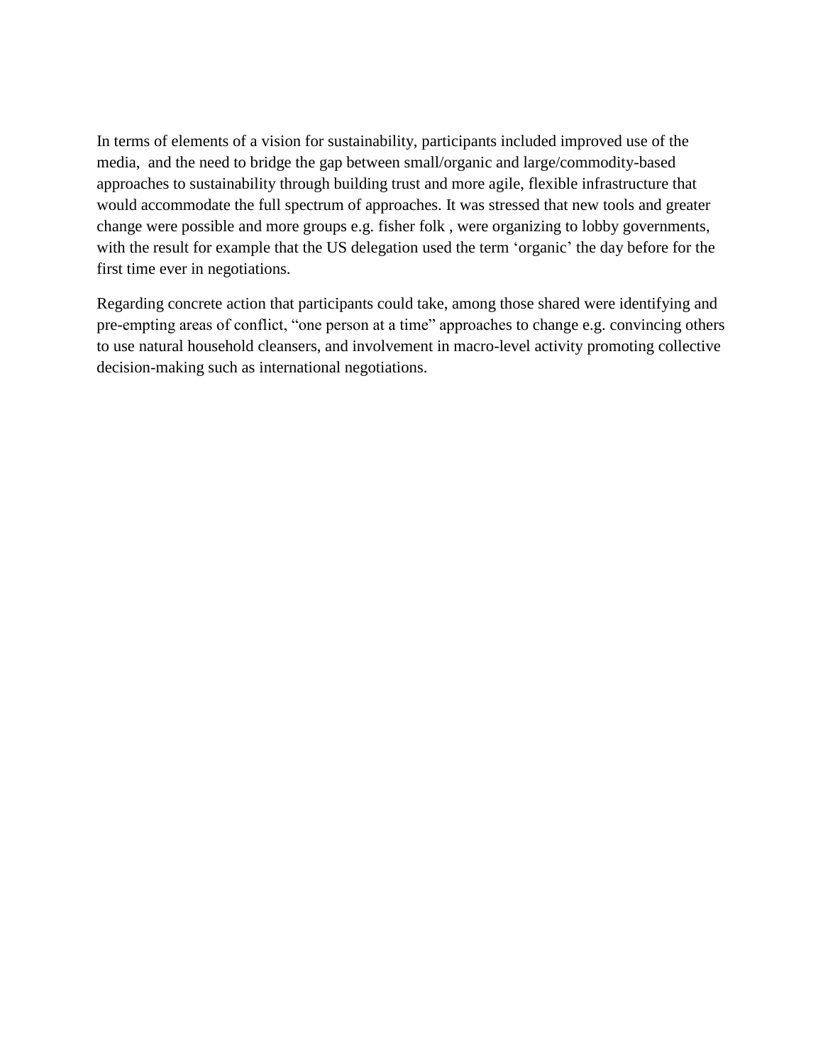In terms of elements of a vision for sustainability, participants included improved use of the media,  and the need to bridge the gap between small/organic and large/commodity-based approaches to sustainability through building trust and more agile, flexible infrastructure that would accommodate the full spectrum of approaches. It was stressed that new tools and greater change were possible and more groups e.g. fisher folk , were organizing to lobby governments, with the result for example that the US delegation used the term 'organic' the day before for the first time ever in negotiations.

Regarding concrete action that participants could take, among those shared were identifying and pre-empting areas of conflict, "one person at a time" approaches to change e.g. convincing others to use natural household cleansers, and involvement in macro-level activity promoting collective decision-making such as international negotiations.